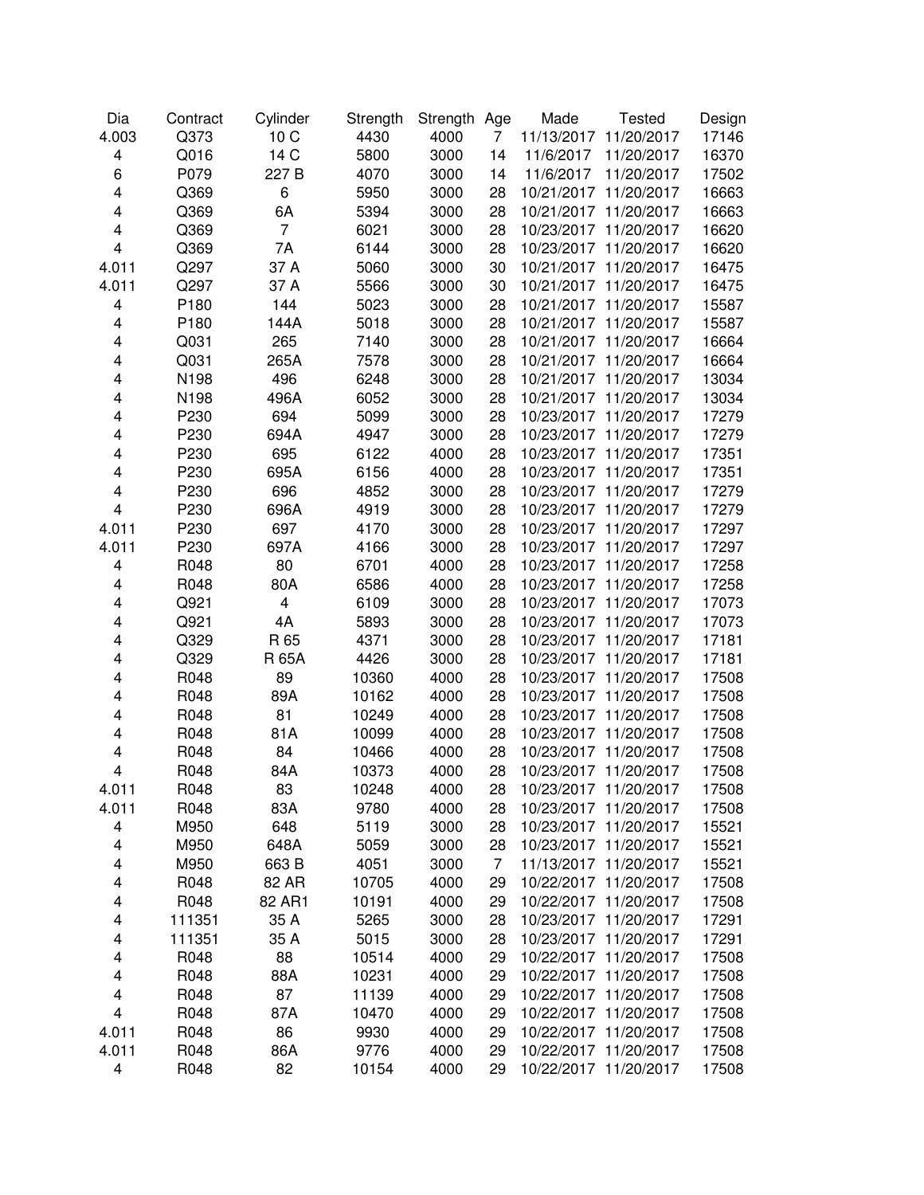| Dia | Contract | Cylinder | Strength | Strength | Age | Made | Tested | Design |
|---|---|---|---|---|---|---|---|---|
| 4.003 | Q373 | 10 C | 4430 | 4000 | 7 | 11/13/2017 | 11/20/2017 | 17146 |
| 4 | Q016 | 14 C | 5800 | 3000 | 14 | 11/6/2017 | 11/20/2017 | 16370 |
| 6 | P079 | 227 B | 4070 | 3000 | 14 | 11/6/2017 | 11/20/2017 | 17502 |
| 4 | Q369 | 6 | 5950 | 3000 | 28 | 10/21/2017 | 11/20/2017 | 16663 |
| 4 | Q369 | 6A | 5394 | 3000 | 28 | 10/21/2017 | 11/20/2017 | 16663 |
| 4 | Q369 | 7 | 6021 | 3000 | 28 | 10/23/2017 | 11/20/2017 | 16620 |
| 4 | Q369 | 7A | 6144 | 3000 | 28 | 10/23/2017 | 11/20/2017 | 16620 |
| 4.011 | Q297 | 37 A | 5060 | 3000 | 30 | 10/21/2017 | 11/20/2017 | 16475 |
| 4.011 | Q297 | 37 A | 5566 | 3000 | 30 | 10/21/2017 | 11/20/2017 | 16475 |
| 4 | P180 | 144 | 5023 | 3000 | 28 | 10/21/2017 | 11/20/2017 | 15587 |
| 4 | P180 | 144A | 5018 | 3000 | 28 | 10/21/2017 | 11/20/2017 | 15587 |
| 4 | Q031 | 265 | 7140 | 3000 | 28 | 10/21/2017 | 11/20/2017 | 16664 |
| 4 | Q031 | 265A | 7578 | 3000 | 28 | 10/21/2017 | 11/20/2017 | 16664 |
| 4 | N198 | 496 | 6248 | 3000 | 28 | 10/21/2017 | 11/20/2017 | 13034 |
| 4 | N198 | 496A | 6052 | 3000 | 28 | 10/21/2017 | 11/20/2017 | 13034 |
| 4 | P230 | 694 | 5099 | 3000 | 28 | 10/23/2017 | 11/20/2017 | 17279 |
| 4 | P230 | 694A | 4947 | 3000 | 28 | 10/23/2017 | 11/20/2017 | 17279 |
| 4 | P230 | 695 | 6122 | 4000 | 28 | 10/23/2017 | 11/20/2017 | 17351 |
| 4 | P230 | 695A | 6156 | 4000 | 28 | 10/23/2017 | 11/20/2017 | 17351 |
| 4 | P230 | 696 | 4852 | 3000 | 28 | 10/23/2017 | 11/20/2017 | 17279 |
| 4 | P230 | 696A | 4919 | 3000 | 28 | 10/23/2017 | 11/20/2017 | 17279 |
| 4.011 | P230 | 697 | 4170 | 3000 | 28 | 10/23/2017 | 11/20/2017 | 17297 |
| 4.011 | P230 | 697A | 4166 | 3000 | 28 | 10/23/2017 | 11/20/2017 | 17297 |
| 4 | R048 | 80 | 6701 | 4000 | 28 | 10/23/2017 | 11/20/2017 | 17258 |
| 4 | R048 | 80A | 6586 | 4000 | 28 | 10/23/2017 | 11/20/2017 | 17258 |
| 4 | Q921 | 4 | 6109 | 3000 | 28 | 10/23/2017 | 11/20/2017 | 17073 |
| 4 | Q921 | 4A | 5893 | 3000 | 28 | 10/23/2017 | 11/20/2017 | 17073 |
| 4 | Q329 | R 65 | 4371 | 3000 | 28 | 10/23/2017 | 11/20/2017 | 17181 |
| 4 | Q329 | R 65A | 4426 | 3000 | 28 | 10/23/2017 | 11/20/2017 | 17181 |
| 4 | R048 | 89 | 10360 | 4000 | 28 | 10/23/2017 | 11/20/2017 | 17508 |
| 4 | R048 | 89A | 10162 | 4000 | 28 | 10/23/2017 | 11/20/2017 | 17508 |
| 4 | R048 | 81 | 10249 | 4000 | 28 | 10/23/2017 | 11/20/2017 | 17508 |
| 4 | R048 | 81A | 10099 | 4000 | 28 | 10/23/2017 | 11/20/2017 | 17508 |
| 4 | R048 | 84 | 10466 | 4000 | 28 | 10/23/2017 | 11/20/2017 | 17508 |
| 4 | R048 | 84A | 10373 | 4000 | 28 | 10/23/2017 | 11/20/2017 | 17508 |
| 4.011 | R048 | 83 | 10248 | 4000 | 28 | 10/23/2017 | 11/20/2017 | 17508 |
| 4.011 | R048 | 83A | 9780 | 4000 | 28 | 10/23/2017 | 11/20/2017 | 17508 |
| 4 | M950 | 648 | 5119 | 3000 | 28 | 10/23/2017 | 11/20/2017 | 15521 |
| 4 | M950 | 648A | 5059 | 3000 | 28 | 10/23/2017 | 11/20/2017 | 15521 |
| 4 | M950 | 663 B | 4051 | 3000 | 7 | 11/13/2017 | 11/20/2017 | 15521 |
| 4 | R048 | 82 AR | 10705 | 4000 | 29 | 10/22/2017 | 11/20/2017 | 17508 |
| 4 | R048 | 82 AR1 | 10191 | 4000 | 29 | 10/22/2017 | 11/20/2017 | 17508 |
| 4 | 111351 | 35 A | 5265 | 3000 | 28 | 10/23/2017 | 11/20/2017 | 17291 |
| 4 | 111351 | 35 A | 5015 | 3000 | 28 | 10/23/2017 | 11/20/2017 | 17291 |
| 4 | R048 | 88 | 10514 | 4000 | 29 | 10/22/2017 | 11/20/2017 | 17508 |
| 4 | R048 | 88A | 10231 | 4000 | 29 | 10/22/2017 | 11/20/2017 | 17508 |
| 4 | R048 | 87 | 11139 | 4000 | 29 | 10/22/2017 | 11/20/2017 | 17508 |
| 4 | R048 | 87A | 10470 | 4000 | 29 | 10/22/2017 | 11/20/2017 | 17508 |
| 4.011 | R048 | 86 | 9930 | 4000 | 29 | 10/22/2017 | 11/20/2017 | 17508 |
| 4.011 | R048 | 86A | 9776 | 4000 | 29 | 10/22/2017 | 11/20/2017 | 17508 |
| 4 | R048 | 82 | 10154 | 4000 | 29 | 10/22/2017 | 11/20/2017 | 17508 |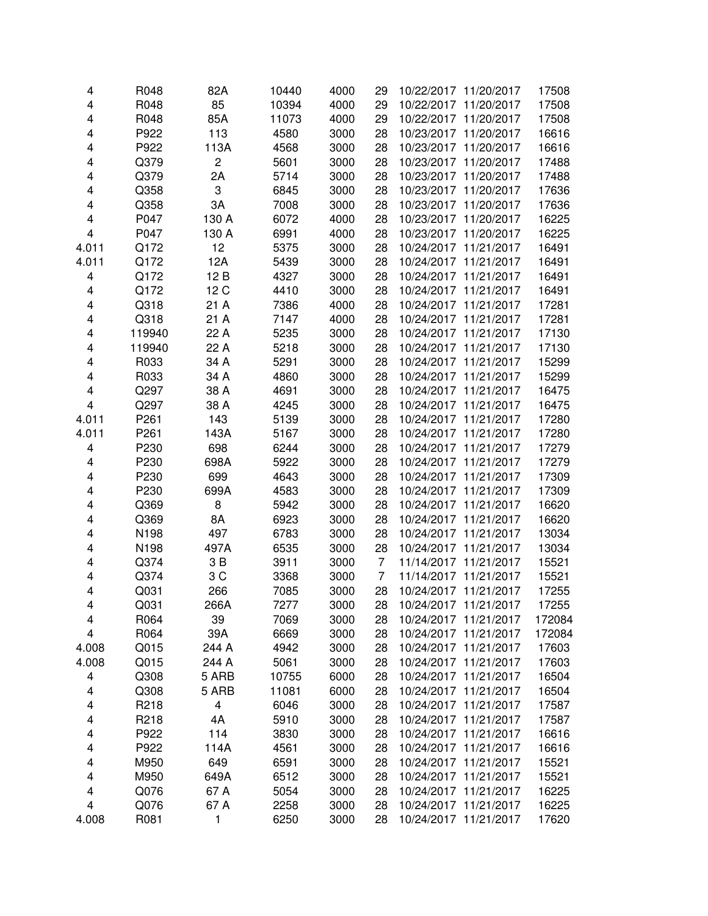| | | | | | | | | |
|---|---|---|---|---|---|---|---|---|
| 4 | R048 | 82A | 10440 | 4000 | 29 | 10/22/2017 | 11/20/2017 | 17508 |
| 4 | R048 | 85 | 10394 | 4000 | 29 | 10/22/2017 | 11/20/2017 | 17508 |
| 4 | R048 | 85A | 11073 | 4000 | 29 | 10/22/2017 | 11/20/2017 | 17508 |
| 4 | P922 | 113 | 4580 | 3000 | 28 | 10/23/2017 | 11/20/2017 | 16616 |
| 4 | P922 | 113A | 4568 | 3000 | 28 | 10/23/2017 | 11/20/2017 | 16616 |
| 4 | Q379 | 2 | 5601 | 3000 | 28 | 10/23/2017 | 11/20/2017 | 17488 |
| 4 | Q379 | 2A | 5714 | 3000 | 28 | 10/23/2017 | 11/20/2017 | 17488 |
| 4 | Q358 | 3 | 6845 | 3000 | 28 | 10/23/2017 | 11/20/2017 | 17636 |
| 4 | Q358 | 3A | 7008 | 3000 | 28 | 10/23/2017 | 11/20/2017 | 17636 |
| 4 | P047 | 130 A | 6072 | 4000 | 28 | 10/23/2017 | 11/20/2017 | 16225 |
| 4 | P047 | 130 A | 6991 | 4000 | 28 | 10/23/2017 | 11/20/2017 | 16225 |
| 4.011 | Q172 | 12 | 5375 | 3000 | 28 | 10/24/2017 | 11/21/2017 | 16491 |
| 4.011 | Q172 | 12A | 5439 | 3000 | 28 | 10/24/2017 | 11/21/2017 | 16491 |
| 4 | Q172 | 12 B | 4327 | 3000 | 28 | 10/24/2017 | 11/21/2017 | 16491 |
| 4 | Q172 | 12 C | 4410 | 3000 | 28 | 10/24/2017 | 11/21/2017 | 16491 |
| 4 | Q318 | 21 A | 7386 | 4000 | 28 | 10/24/2017 | 11/21/2017 | 17281 |
| 4 | Q318 | 21 A | 7147 | 4000 | 28 | 10/24/2017 | 11/21/2017 | 17281 |
| 4 | 119940 | 22 A | 5235 | 3000 | 28 | 10/24/2017 | 11/21/2017 | 17130 |
| 4 | 119940 | 22 A | 5218 | 3000 | 28 | 10/24/2017 | 11/21/2017 | 17130 |
| 4 | R033 | 34 A | 5291 | 3000 | 28 | 10/24/2017 | 11/21/2017 | 15299 |
| 4 | R033 | 34 A | 4860 | 3000 | 28 | 10/24/2017 | 11/21/2017 | 15299 |
| 4 | Q297 | 38 A | 4691 | 3000 | 28 | 10/24/2017 | 11/21/2017 | 16475 |
| 4 | Q297 | 38 A | 4245 | 3000 | 28 | 10/24/2017 | 11/21/2017 | 16475 |
| 4.011 | P261 | 143 | 5139 | 3000 | 28 | 10/24/2017 | 11/21/2017 | 17280 |
| 4.011 | P261 | 143A | 5167 | 3000 | 28 | 10/24/2017 | 11/21/2017 | 17280 |
| 4 | P230 | 698 | 6244 | 3000 | 28 | 10/24/2017 | 11/21/2017 | 17279 |
| 4 | P230 | 698A | 5922 | 3000 | 28 | 10/24/2017 | 11/21/2017 | 17279 |
| 4 | P230 | 699 | 4643 | 3000 | 28 | 10/24/2017 | 11/21/2017 | 17309 |
| 4 | P230 | 699A | 4583 | 3000 | 28 | 10/24/2017 | 11/21/2017 | 17309 |
| 4 | Q369 | 8 | 5942 | 3000 | 28 | 10/24/2017 | 11/21/2017 | 16620 |
| 4 | Q369 | 8A | 6923 | 3000 | 28 | 10/24/2017 | 11/21/2017 | 16620 |
| 4 | N198 | 497 | 6783 | 3000 | 28 | 10/24/2017 | 11/21/2017 | 13034 |
| 4 | N198 | 497A | 6535 | 3000 | 28 | 10/24/2017 | 11/21/2017 | 13034 |
| 4 | Q374 | 3 B | 3911 | 3000 | 7 | 11/14/2017 | 11/21/2017 | 15521 |
| 4 | Q374 | 3 C | 3368 | 3000 | 7 | 11/14/2017 | 11/21/2017 | 15521 |
| 4 | Q031 | 266 | 7085 | 3000 | 28 | 10/24/2017 | 11/21/2017 | 17255 |
| 4 | Q031 | 266A | 7277 | 3000 | 28 | 10/24/2017 | 11/21/2017 | 17255 |
| 4 | R064 | 39 | 7069 | 3000 | 28 | 10/24/2017 | 11/21/2017 | 172084 |
| 4 | R064 | 39A | 6669 | 3000 | 28 | 10/24/2017 | 11/21/2017 | 172084 |
| 4.008 | Q015 | 244 A | 4942 | 3000 | 28 | 10/24/2017 | 11/21/2017 | 17603 |
| 4.008 | Q015 | 244 A | 5061 | 3000 | 28 | 10/24/2017 | 11/21/2017 | 17603 |
| 4 | Q308 | 5 ARB | 10755 | 6000 | 28 | 10/24/2017 | 11/21/2017 | 16504 |
| 4 | Q308 | 5 ARB | 11081 | 6000 | 28 | 10/24/2017 | 11/21/2017 | 16504 |
| 4 | R218 | 4 | 6046 | 3000 | 28 | 10/24/2017 | 11/21/2017 | 17587 |
| 4 | R218 | 4A | 5910 | 3000 | 28 | 10/24/2017 | 11/21/2017 | 17587 |
| 4 | P922 | 114 | 3830 | 3000 | 28 | 10/24/2017 | 11/21/2017 | 16616 |
| 4 | P922 | 114A | 4561 | 3000 | 28 | 10/24/2017 | 11/21/2017 | 16616 |
| 4 | M950 | 649 | 6591 | 3000 | 28 | 10/24/2017 | 11/21/2017 | 15521 |
| 4 | M950 | 649A | 6512 | 3000 | 28 | 10/24/2017 | 11/21/2017 | 15521 |
| 4 | Q076 | 67 A | 5054 | 3000 | 28 | 10/24/2017 | 11/21/2017 | 16225 |
| 4 | Q076 | 67 A | 2258 | 3000 | 28 | 10/24/2017 | 11/21/2017 | 16225 |
| 4.008 | R081 | 1 | 6250 | 3000 | 28 | 10/24/2017 | 11/21/2017 | 17620 |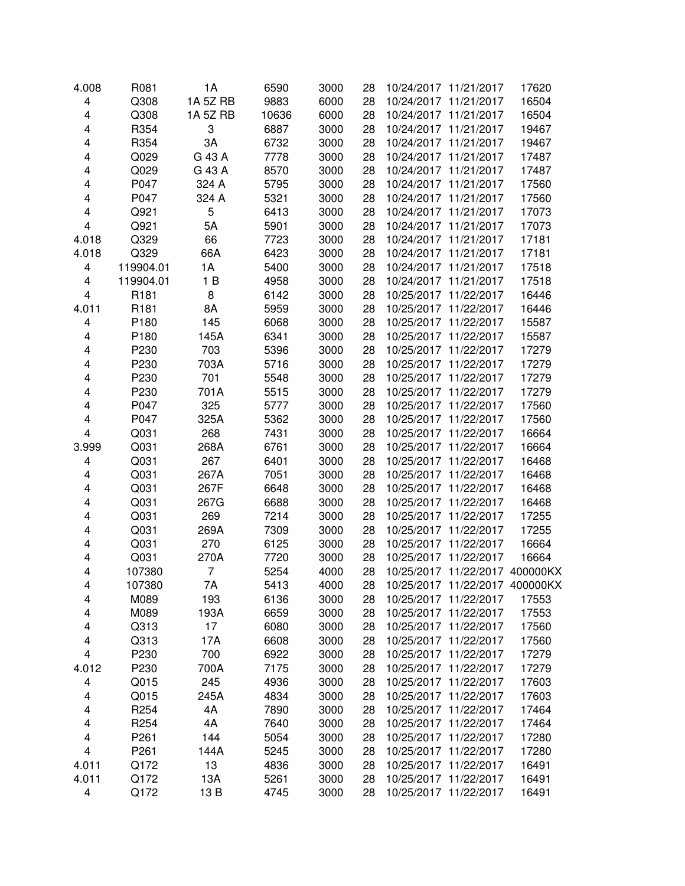| | | | | | | | | |
|---|---|---|---|---|---|---|---|---|
| 4.008 | R081 | 1A | 6590 | 3000 | 28 | 10/24/2017 | 11/21/2017 | 17620 |
| 4 | Q308 | 1A 5Z RB | 9883 | 6000 | 28 | 10/24/2017 | 11/21/2017 | 16504 |
| 4 | Q308 | 1A 5Z RB | 10636 | 6000 | 28 | 10/24/2017 | 11/21/2017 | 16504 |
| 4 | R354 | 3 | 6887 | 3000 | 28 | 10/24/2017 | 11/21/2017 | 19467 |
| 4 | R354 | 3A | 6732 | 3000 | 28 | 10/24/2017 | 11/21/2017 | 19467 |
| 4 | Q029 | G 43 A | 7778 | 3000 | 28 | 10/24/2017 | 11/21/2017 | 17487 |
| 4 | Q029 | G 43 A | 8570 | 3000 | 28 | 10/24/2017 | 11/21/2017 | 17487 |
| 4 | P047 | 324 A | 5795 | 3000 | 28 | 10/24/2017 | 11/21/2017 | 17560 |
| 4 | P047 | 324 A | 5321 | 3000 | 28 | 10/24/2017 | 11/21/2017 | 17560 |
| 4 | Q921 | 5 | 6413 | 3000 | 28 | 10/24/2017 | 11/21/2017 | 17073 |
| 4 | Q921 | 5A | 5901 | 3000 | 28 | 10/24/2017 | 11/21/2017 | 17073 |
| 4.018 | Q329 | 66 | 7723 | 3000 | 28 | 10/24/2017 | 11/21/2017 | 17181 |
| 4.018 | Q329 | 66A | 6423 | 3000 | 28 | 10/24/2017 | 11/21/2017 | 17181 |
| 4 | 119904.01 | 1A | 5400 | 3000 | 28 | 10/24/2017 | 11/21/2017 | 17518 |
| 4 | 119904.01 | 1 B | 4958 | 3000 | 28 | 10/24/2017 | 11/21/2017 | 17518 |
| 4 | R181 | 8 | 6142 | 3000 | 28 | 10/25/2017 | 11/22/2017 | 16446 |
| 4.011 | R181 | 8A | 5959 | 3000 | 28 | 10/25/2017 | 11/22/2017 | 16446 |
| 4 | P180 | 145 | 6068 | 3000 | 28 | 10/25/2017 | 11/22/2017 | 15587 |
| 4 | P180 | 145A | 6341 | 3000 | 28 | 10/25/2017 | 11/22/2017 | 15587 |
| 4 | P230 | 703 | 5396 | 3000 | 28 | 10/25/2017 | 11/22/2017 | 17279 |
| 4 | P230 | 703A | 5716 | 3000 | 28 | 10/25/2017 | 11/22/2017 | 17279 |
| 4 | P230 | 701 | 5548 | 3000 | 28 | 10/25/2017 | 11/22/2017 | 17279 |
| 4 | P230 | 701A | 5515 | 3000 | 28 | 10/25/2017 | 11/22/2017 | 17279 |
| 4 | P047 | 325 | 5777 | 3000 | 28 | 10/25/2017 | 11/22/2017 | 17560 |
| 4 | P047 | 325A | 5362 | 3000 | 28 | 10/25/2017 | 11/22/2017 | 17560 |
| 4 | Q031 | 268 | 7431 | 3000 | 28 | 10/25/2017 | 11/22/2017 | 16664 |
| 3.999 | Q031 | 268A | 6761 | 3000 | 28 | 10/25/2017 | 11/22/2017 | 16664 |
| 4 | Q031 | 267 | 6401 | 3000 | 28 | 10/25/2017 | 11/22/2017 | 16468 |
| 4 | Q031 | 267A | 7051 | 3000 | 28 | 10/25/2017 | 11/22/2017 | 16468 |
| 4 | Q031 | 267F | 6648 | 3000 | 28 | 10/25/2017 | 11/22/2017 | 16468 |
| 4 | Q031 | 267G | 6688 | 3000 | 28 | 10/25/2017 | 11/22/2017 | 16468 |
| 4 | Q031 | 269 | 7214 | 3000 | 28 | 10/25/2017 | 11/22/2017 | 17255 |
| 4 | Q031 | 269A | 7309 | 3000 | 28 | 10/25/2017 | 11/22/2017 | 17255 |
| 4 | Q031 | 270 | 6125 | 3000 | 28 | 10/25/2017 | 11/22/2017 | 16664 |
| 4 | Q031 | 270A | 7720 | 3000 | 28 | 10/25/2017 | 11/22/2017 | 16664 |
| 4 | 107380 | 7 | 5254 | 4000 | 28 | 10/25/2017 | 11/22/2017 | 400000KX |
| 4 | 107380 | 7A | 5413 | 4000 | 28 | 10/25/2017 | 11/22/2017 | 400000KX |
| 4 | M089 | 193 | 6136 | 3000 | 28 | 10/25/2017 | 11/22/2017 | 17553 |
| 4 | M089 | 193A | 6659 | 3000 | 28 | 10/25/2017 | 11/22/2017 | 17553 |
| 4 | Q313 | 17 | 6080 | 3000 | 28 | 10/25/2017 | 11/22/2017 | 17560 |
| 4 | Q313 | 17A | 6608 | 3000 | 28 | 10/25/2017 | 11/22/2017 | 17560 |
| 4 | P230 | 700 | 6922 | 3000 | 28 | 10/25/2017 | 11/22/2017 | 17279 |
| 4.012 | P230 | 700A | 7175 | 3000 | 28 | 10/25/2017 | 11/22/2017 | 17279 |
| 4 | Q015 | 245 | 4936 | 3000 | 28 | 10/25/2017 | 11/22/2017 | 17603 |
| 4 | Q015 | 245A | 4834 | 3000 | 28 | 10/25/2017 | 11/22/2017 | 17603 |
| 4 | R254 | 4A | 7890 | 3000 | 28 | 10/25/2017 | 11/22/2017 | 17464 |
| 4 | R254 | 4A | 7640 | 3000 | 28 | 10/25/2017 | 11/22/2017 | 17464 |
| 4 | P261 | 144 | 5054 | 3000 | 28 | 10/25/2017 | 11/22/2017 | 17280 |
| 4 | P261 | 144A | 5245 | 3000 | 28 | 10/25/2017 | 11/22/2017 | 17280 |
| 4.011 | Q172 | 13 | 4836 | 3000 | 28 | 10/25/2017 | 11/22/2017 | 16491 |
| 4.011 | Q172 | 13A | 5261 | 3000 | 28 | 10/25/2017 | 11/22/2017 | 16491 |
| 4 | Q172 | 13 B | 4745 | 3000 | 28 | 10/25/2017 | 11/22/2017 | 16491 |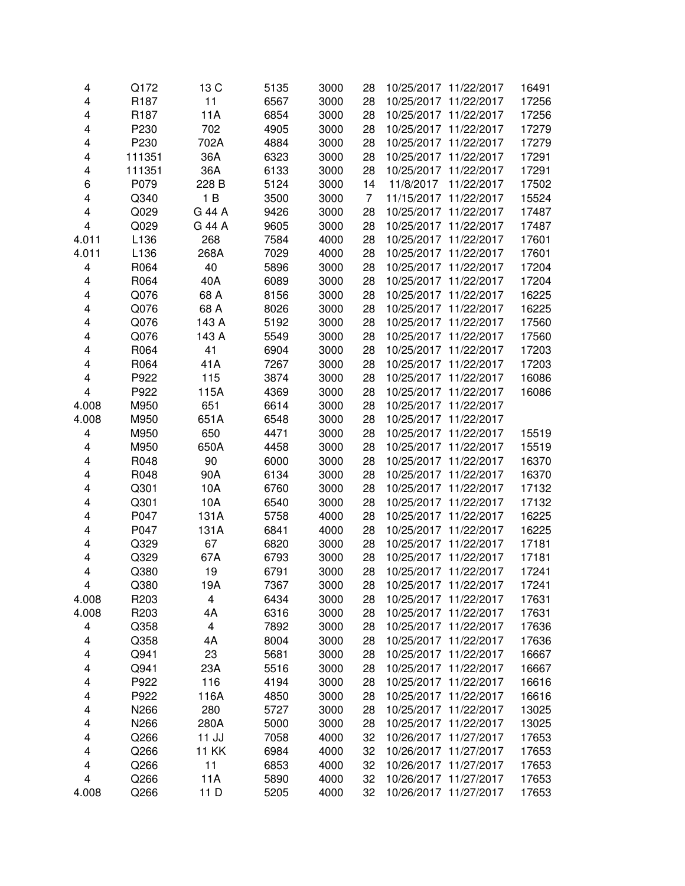| | | | | | | | | |
|---|---|---|---|---|---|---|---|---|
| 4 | Q172 | 13 C | 5135 | 3000 | 28 | 10/25/2017 | 11/22/2017 | 16491 |
| 4 | R187 | 11 | 6567 | 3000 | 28 | 10/25/2017 | 11/22/2017 | 17256 |
| 4 | R187 | 11A | 6854 | 3000 | 28 | 10/25/2017 | 11/22/2017 | 17256 |
| 4 | P230 | 702 | 4905 | 3000 | 28 | 10/25/2017 | 11/22/2017 | 17279 |
| 4 | P230 | 702A | 4884 | 3000 | 28 | 10/25/2017 | 11/22/2017 | 17279 |
| 4 | 111351 | 36A | 6323 | 3000 | 28 | 10/25/2017 | 11/22/2017 | 17291 |
| 4 | 111351 | 36A | 6133 | 3000 | 28 | 10/25/2017 | 11/22/2017 | 17291 |
| 6 | P079 | 228 B | 5124 | 3000 | 14 | 11/8/2017 | 11/22/2017 | 17502 |
| 4 | Q340 | 1 B | 3500 | 3000 | 7 | 11/15/2017 | 11/22/2017 | 15524 |
| 4 | Q029 | G 44 A | 9426 | 3000 | 28 | 10/25/2017 | 11/22/2017 | 17487 |
| 4 | Q029 | G 44 A | 9605 | 3000 | 28 | 10/25/2017 | 11/22/2017 | 17487 |
| 4.011 | L136 | 268 | 7584 | 4000 | 28 | 10/25/2017 | 11/22/2017 | 17601 |
| 4.011 | L136 | 268A | 7029 | 4000 | 28 | 10/25/2017 | 11/22/2017 | 17601 |
| 4 | R064 | 40 | 5896 | 3000 | 28 | 10/25/2017 | 11/22/2017 | 17204 |
| 4 | R064 | 40A | 6089 | 3000 | 28 | 10/25/2017 | 11/22/2017 | 17204 |
| 4 | Q076 | 68 A | 8156 | 3000 | 28 | 10/25/2017 | 11/22/2017 | 16225 |
| 4 | Q076 | 68 A | 8026 | 3000 | 28 | 10/25/2017 | 11/22/2017 | 16225 |
| 4 | Q076 | 143 A | 5192 | 3000 | 28 | 10/25/2017 | 11/22/2017 | 17560 |
| 4 | Q076 | 143 A | 5549 | 3000 | 28 | 10/25/2017 | 11/22/2017 | 17560 |
| 4 | R064 | 41 | 6904 | 3000 | 28 | 10/25/2017 | 11/22/2017 | 17203 |
| 4 | R064 | 41A | 7267 | 3000 | 28 | 10/25/2017 | 11/22/2017 | 17203 |
| 4 | P922 | 115 | 3874 | 3000 | 28 | 10/25/2017 | 11/22/2017 | 16086 |
| 4 | P922 | 115A | 4369 | 3000 | 28 | 10/25/2017 | 11/22/2017 | 16086 |
| 4.008 | M950 | 651 | 6614 | 3000 | 28 | 10/25/2017 | 11/22/2017 | |
| 4.008 | M950 | 651A | 6548 | 3000 | 28 | 10/25/2017 | 11/22/2017 | |
| 4 | M950 | 650 | 4471 | 3000 | 28 | 10/25/2017 | 11/22/2017 | 15519 |
| 4 | M950 | 650A | 4458 | 3000 | 28 | 10/25/2017 | 11/22/2017 | 15519 |
| 4 | R048 | 90 | 6000 | 3000 | 28 | 10/25/2017 | 11/22/2017 | 16370 |
| 4 | R048 | 90A | 6134 | 3000 | 28 | 10/25/2017 | 11/22/2017 | 16370 |
| 4 | Q301 | 10A | 6760 | 3000 | 28 | 10/25/2017 | 11/22/2017 | 17132 |
| 4 | Q301 | 10A | 6540 | 3000 | 28 | 10/25/2017 | 11/22/2017 | 17132 |
| 4 | P047 | 131A | 5758 | 4000 | 28 | 10/25/2017 | 11/22/2017 | 16225 |
| 4 | P047 | 131A | 6841 | 4000 | 28 | 10/25/2017 | 11/22/2017 | 16225 |
| 4 | Q329 | 67 | 6820 | 3000 | 28 | 10/25/2017 | 11/22/2017 | 17181 |
| 4 | Q329 | 67A | 6793 | 3000 | 28 | 10/25/2017 | 11/22/2017 | 17181 |
| 4 | Q380 | 19 | 6791 | 3000 | 28 | 10/25/2017 | 11/22/2017 | 17241 |
| 4 | Q380 | 19A | 7367 | 3000 | 28 | 10/25/2017 | 11/22/2017 | 17241 |
| 4.008 | R203 | 4 | 6434 | 3000 | 28 | 10/25/2017 | 11/22/2017 | 17631 |
| 4.008 | R203 | 4A | 6316 | 3000 | 28 | 10/25/2017 | 11/22/2017 | 17631 |
| 4 | Q358 | 4 | 7892 | 3000 | 28 | 10/25/2017 | 11/22/2017 | 17636 |
| 4 | Q358 | 4A | 8004 | 3000 | 28 | 10/25/2017 | 11/22/2017 | 17636 |
| 4 | Q941 | 23 | 5681 | 3000 | 28 | 10/25/2017 | 11/22/2017 | 16667 |
| 4 | Q941 | 23A | 5516 | 3000 | 28 | 10/25/2017 | 11/22/2017 | 16667 |
| 4 | P922 | 116 | 4194 | 3000 | 28 | 10/25/2017 | 11/22/2017 | 16616 |
| 4 | P922 | 116A | 4850 | 3000 | 28 | 10/25/2017 | 11/22/2017 | 16616 |
| 4 | N266 | 280 | 5727 | 3000 | 28 | 10/25/2017 | 11/22/2017 | 13025 |
| 4 | N266 | 280A | 5000 | 3000 | 28 | 10/25/2017 | 11/22/2017 | 13025 |
| 4 | Q266 | 11 JJ | 7058 | 4000 | 32 | 10/26/2017 | 11/27/2017 | 17653 |
| 4 | Q266 | 11 KK | 6984 | 4000 | 32 | 10/26/2017 | 11/27/2017 | 17653 |
| 4 | Q266 | 11 | 6853 | 4000 | 32 | 10/26/2017 | 11/27/2017 | 17653 |
| 4 | Q266 | 11A | 5890 | 4000 | 32 | 10/26/2017 | 11/27/2017 | 17653 |
| 4.008 | Q266 | 11 D | 5205 | 4000 | 32 | 10/26/2017 | 11/27/2017 | 17653 |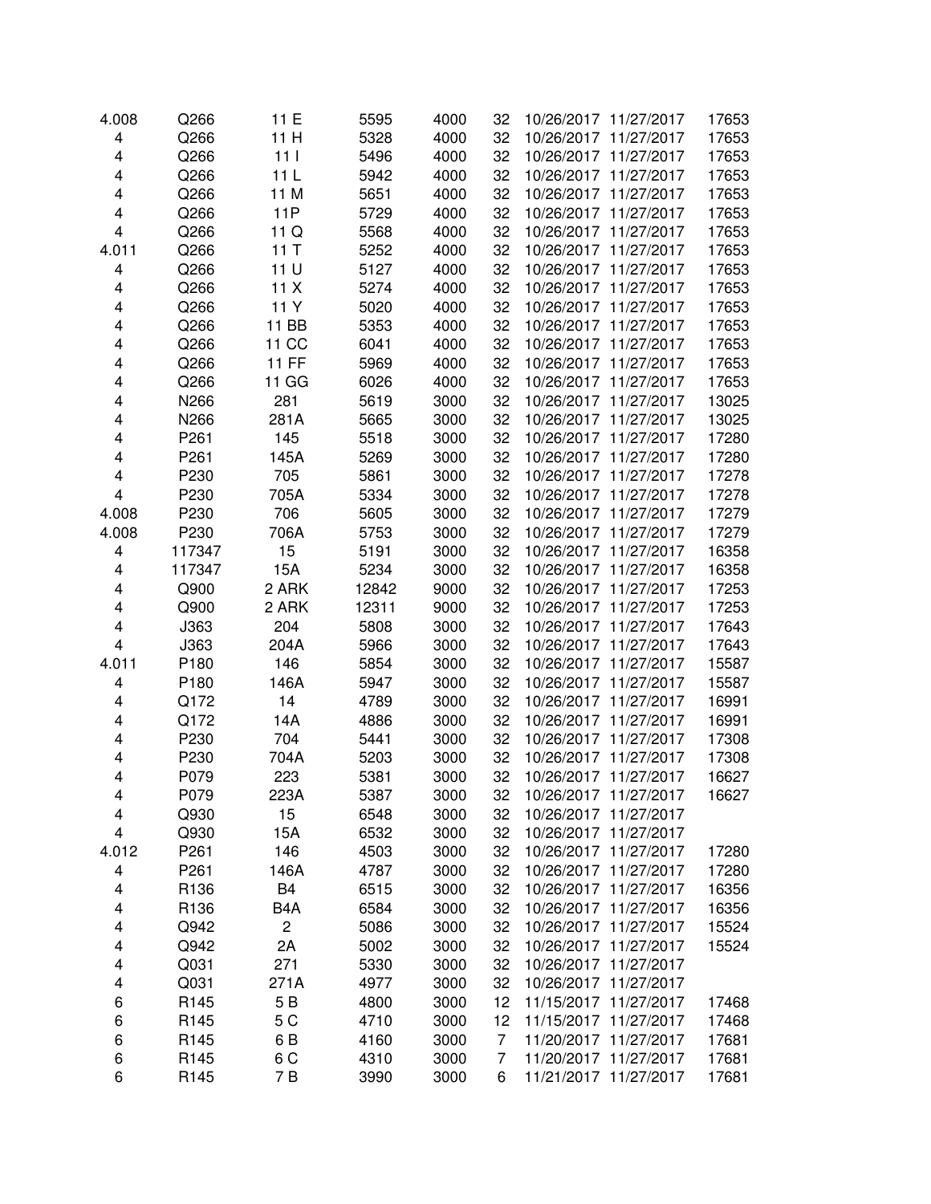| | | | | | | | | |
|---|---|---|---|---|---|---|---|---|
| 4.008 | Q266 | 11 E | 5595 | 4000 | 32 | 10/26/2017 | 11/27/2017 | 17653 |
| 4 | Q266 | 11 H | 5328 | 4000 | 32 | 10/26/2017 | 11/27/2017 | 17653 |
| 4 | Q266 | 11 I | 5496 | 4000 | 32 | 10/26/2017 | 11/27/2017 | 17653 |
| 4 | Q266 | 11 L | 5942 | 4000 | 32 | 10/26/2017 | 11/27/2017 | 17653 |
| 4 | Q266 | 11 M | 5651 | 4000 | 32 | 10/26/2017 | 11/27/2017 | 17653 |
| 4 | Q266 | 11P | 5729 | 4000 | 32 | 10/26/2017 | 11/27/2017 | 17653 |
| 4 | Q266 | 11 Q | 5568 | 4000 | 32 | 10/26/2017 | 11/27/2017 | 17653 |
| 4.011 | Q266 | 11 T | 5252 | 4000 | 32 | 10/26/2017 | 11/27/2017 | 17653 |
| 4 | Q266 | 11 U | 5127 | 4000 | 32 | 10/26/2017 | 11/27/2017 | 17653 |
| 4 | Q266 | 11 X | 5274 | 4000 | 32 | 10/26/2017 | 11/27/2017 | 17653 |
| 4 | Q266 | 11 Y | 5020 | 4000 | 32 | 10/26/2017 | 11/27/2017 | 17653 |
| 4 | Q266 | 11 BB | 5353 | 4000 | 32 | 10/26/2017 | 11/27/2017 | 17653 |
| 4 | Q266 | 11 CC | 6041 | 4000 | 32 | 10/26/2017 | 11/27/2017 | 17653 |
| 4 | Q266 | 11 FF | 5969 | 4000 | 32 | 10/26/2017 | 11/27/2017 | 17653 |
| 4 | Q266 | 11 GG | 6026 | 4000 | 32 | 10/26/2017 | 11/27/2017 | 17653 |
| 4 | N266 | 281 | 5619 | 3000 | 32 | 10/26/2017 | 11/27/2017 | 13025 |
| 4 | N266 | 281A | 5665 | 3000 | 32 | 10/26/2017 | 11/27/2017 | 13025 |
| 4 | P261 | 145 | 5518 | 3000 | 32 | 10/26/2017 | 11/27/2017 | 17280 |
| 4 | P261 | 145A | 5269 | 3000 | 32 | 10/26/2017 | 11/27/2017 | 17280 |
| 4 | P230 | 705 | 5861 | 3000 | 32 | 10/26/2017 | 11/27/2017 | 17278 |
| 4 | P230 | 705A | 5334 | 3000 | 32 | 10/26/2017 | 11/27/2017 | 17278 |
| 4.008 | P230 | 706 | 5605 | 3000 | 32 | 10/26/2017 | 11/27/2017 | 17279 |
| 4.008 | P230 | 706A | 5753 | 3000 | 32 | 10/26/2017 | 11/27/2017 | 17279 |
| 4 | 117347 | 15 | 5191 | 3000 | 32 | 10/26/2017 | 11/27/2017 | 16358 |
| 4 | 117347 | 15A | 5234 | 3000 | 32 | 10/26/2017 | 11/27/2017 | 16358 |
| 4 | Q900 | 2 ARK | 12842 | 9000 | 32 | 10/26/2017 | 11/27/2017 | 17253 |
| 4 | Q900 | 2 ARK | 12311 | 9000 | 32 | 10/26/2017 | 11/27/2017 | 17253 |
| 4 | J363 | 204 | 5808 | 3000 | 32 | 10/26/2017 | 11/27/2017 | 17643 |
| 4 | J363 | 204A | 5966 | 3000 | 32 | 10/26/2017 | 11/27/2017 | 17643 |
| 4.011 | P180 | 146 | 5854 | 3000 | 32 | 10/26/2017 | 11/27/2017 | 15587 |
| 4 | P180 | 146A | 5947 | 3000 | 32 | 10/26/2017 | 11/27/2017 | 15587 |
| 4 | Q172 | 14 | 4789 | 3000 | 32 | 10/26/2017 | 11/27/2017 | 16991 |
| 4 | Q172 | 14A | 4886 | 3000 | 32 | 10/26/2017 | 11/27/2017 | 16991 |
| 4 | P230 | 704 | 5441 | 3000 | 32 | 10/26/2017 | 11/27/2017 | 17308 |
| 4 | P230 | 704A | 5203 | 3000 | 32 | 10/26/2017 | 11/27/2017 | 17308 |
| 4 | P079 | 223 | 5381 | 3000 | 32 | 10/26/2017 | 11/27/2017 | 16627 |
| 4 | P079 | 223A | 5387 | 3000 | 32 | 10/26/2017 | 11/27/2017 | 16627 |
| 4 | Q930 | 15 | 6548 | 3000 | 32 | 10/26/2017 | 11/27/2017 | |
| 4 | Q930 | 15A | 6532 | 3000 | 32 | 10/26/2017 | 11/27/2017 | |
| 4.012 | P261 | 146 | 4503 | 3000 | 32 | 10/26/2017 | 11/27/2017 | 17280 |
| 4 | P261 | 146A | 4787 | 3000 | 32 | 10/26/2017 | 11/27/2017 | 17280 |
| 4 | R136 | B4 | 6515 | 3000 | 32 | 10/26/2017 | 11/27/2017 | 16356 |
| 4 | R136 | B4A | 6584 | 3000 | 32 | 10/26/2017 | 11/27/2017 | 16356 |
| 4 | Q942 | 2 | 5086 | 3000 | 32 | 10/26/2017 | 11/27/2017 | 15524 |
| 4 | Q942 | 2A | 5002 | 3000 | 32 | 10/26/2017 | 11/27/2017 | 15524 |
| 4 | Q031 | 271 | 5330 | 3000 | 32 | 10/26/2017 | 11/27/2017 | |
| 4 | Q031 | 271A | 4977 | 3000 | 32 | 10/26/2017 | 11/27/2017 | |
| 6 | R145 | 5 B | 4800 | 3000 | 12 | 11/15/2017 | 11/27/2017 | 17468 |
| 6 | R145 | 5 C | 4710 | 3000 | 12 | 11/15/2017 | 11/27/2017 | 17468 |
| 6 | R145 | 6 B | 4160 | 3000 | 7 | 11/20/2017 | 11/27/2017 | 17681 |
| 6 | R145 | 6 C | 4310 | 3000 | 7 | 11/20/2017 | 11/27/2017 | 17681 |
| 6 | R145 | 7 B | 3990 | 3000 | 6 | 11/21/2017 | 11/27/2017 | 17681 |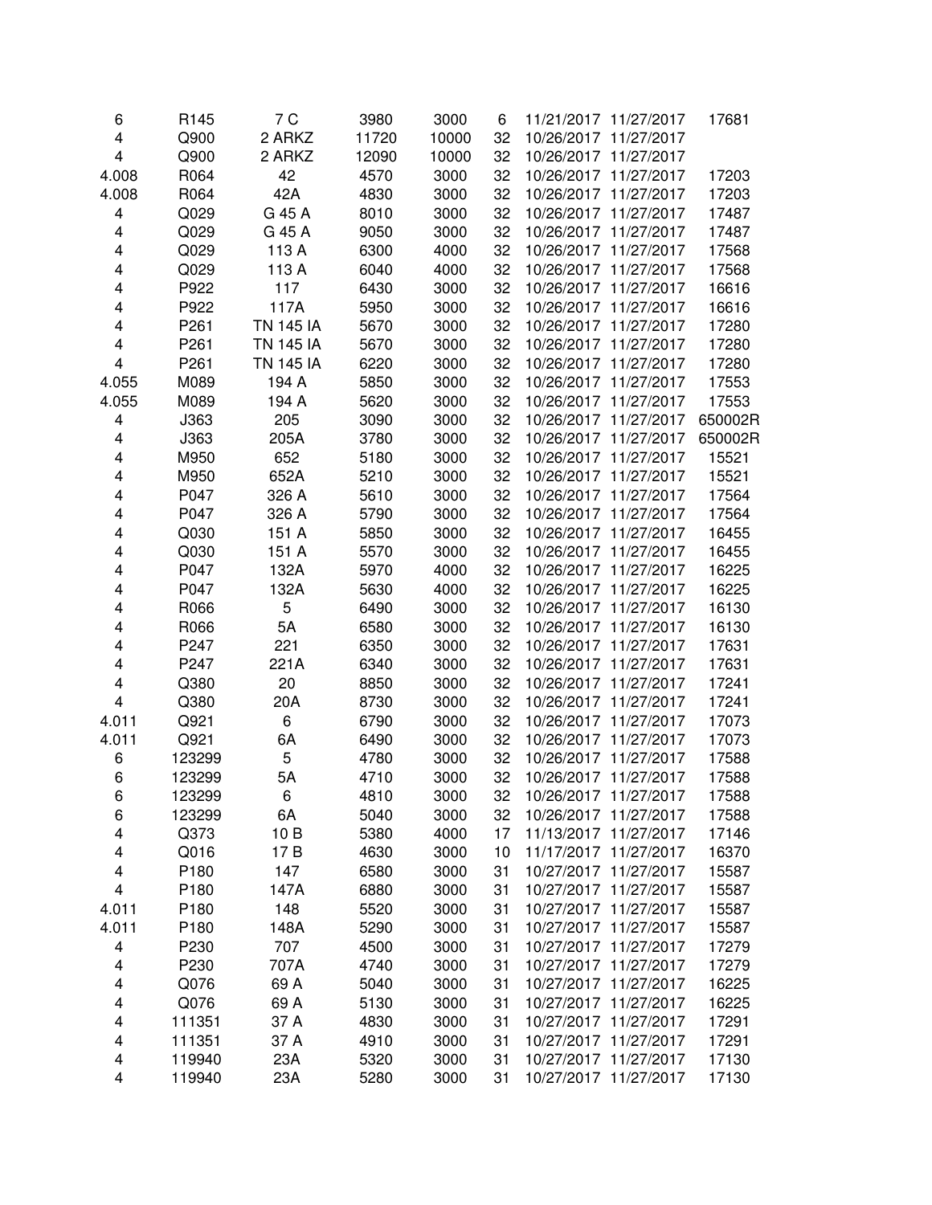| | | | | | | | | |
|---|---|---|---|---|---|---|---|---|
| 6 | R145 | 7 C | 3980 | 3000 | 6 | 11/21/2017 | 11/27/2017 | 17681 |
| 4 | Q900 | 2 ARKZ | 11720 | 10000 | 32 | 10/26/2017 | 11/27/2017 | |
| 4 | Q900 | 2 ARKZ | 12090 | 10000 | 32 | 10/26/2017 | 11/27/2017 | |
| 4.008 | R064 | 42 | 4570 | 3000 | 32 | 10/26/2017 | 11/27/2017 | 17203 |
| 4.008 | R064 | 42A | 4830 | 3000 | 32 | 10/26/2017 | 11/27/2017 | 17203 |
| 4 | Q029 | G 45 A | 8010 | 3000 | 32 | 10/26/2017 | 11/27/2017 | 17487 |
| 4 | Q029 | G 45 A | 9050 | 3000 | 32 | 10/26/2017 | 11/27/2017 | 17487 |
| 4 | Q029 | 113 A | 6300 | 4000 | 32 | 10/26/2017 | 11/27/2017 | 17568 |
| 4 | Q029 | 113 A | 6040 | 4000 | 32 | 10/26/2017 | 11/27/2017 | 17568 |
| 4 | P922 | 117 | 6430 | 3000 | 32 | 10/26/2017 | 11/27/2017 | 16616 |
| 4 | P922 | 117A | 5950 | 3000 | 32 | 10/26/2017 | 11/27/2017 | 16616 |
| 4 | P261 | TN 145 IA | 5670 | 3000 | 32 | 10/26/2017 | 11/27/2017 | 17280 |
| 4 | P261 | TN 145 IA | 5670 | 3000 | 32 | 10/26/2017 | 11/27/2017 | 17280 |
| 4 | P261 | TN 145 IA | 6220 | 3000 | 32 | 10/26/2017 | 11/27/2017 | 17280 |
| 4.055 | M089 | 194 A | 5850 | 3000 | 32 | 10/26/2017 | 11/27/2017 | 17553 |
| 4.055 | M089 | 194 A | 5620 | 3000 | 32 | 10/26/2017 | 11/27/2017 | 17553 |
| 4 | J363 | 205 | 3090 | 3000 | 32 | 10/26/2017 | 11/27/2017 | 650002R |
| 4 | J363 | 205A | 3780 | 3000 | 32 | 10/26/2017 | 11/27/2017 | 650002R |
| 4 | M950 | 652 | 5180 | 3000 | 32 | 10/26/2017 | 11/27/2017 | 15521 |
| 4 | M950 | 652A | 5210 | 3000 | 32 | 10/26/2017 | 11/27/2017 | 15521 |
| 4 | P047 | 326 A | 5610 | 3000 | 32 | 10/26/2017 | 11/27/2017 | 17564 |
| 4 | P047 | 326 A | 5790 | 3000 | 32 | 10/26/2017 | 11/27/2017 | 17564 |
| 4 | Q030 | 151 A | 5850 | 3000 | 32 | 10/26/2017 | 11/27/2017 | 16455 |
| 4 | Q030 | 151 A | 5570 | 3000 | 32 | 10/26/2017 | 11/27/2017 | 16455 |
| 4 | P047 | 132A | 5970 | 4000 | 32 | 10/26/2017 | 11/27/2017 | 16225 |
| 4 | P047 | 132A | 5630 | 4000 | 32 | 10/26/2017 | 11/27/2017 | 16225 |
| 4 | R066 | 5 | 6490 | 3000 | 32 | 10/26/2017 | 11/27/2017 | 16130 |
| 4 | R066 | 5A | 6580 | 3000 | 32 | 10/26/2017 | 11/27/2017 | 16130 |
| 4 | P247 | 221 | 6350 | 3000 | 32 | 10/26/2017 | 11/27/2017 | 17631 |
| 4 | P247 | 221A | 6340 | 3000 | 32 | 10/26/2017 | 11/27/2017 | 17631 |
| 4 | Q380 | 20 | 8850 | 3000 | 32 | 10/26/2017 | 11/27/2017 | 17241 |
| 4 | Q380 | 20A | 8730 | 3000 | 32 | 10/26/2017 | 11/27/2017 | 17241 |
| 4.011 | Q921 | 6 | 6790 | 3000 | 32 | 10/26/2017 | 11/27/2017 | 17073 |
| 4.011 | Q921 | 6A | 6490 | 3000 | 32 | 10/26/2017 | 11/27/2017 | 17073 |
| 6 | 123299 | 5 | 4780 | 3000 | 32 | 10/26/2017 | 11/27/2017 | 17588 |
| 6 | 123299 | 5A | 4710 | 3000 | 32 | 10/26/2017 | 11/27/2017 | 17588 |
| 6 | 123299 | 6 | 4810 | 3000 | 32 | 10/26/2017 | 11/27/2017 | 17588 |
| 6 | 123299 | 6A | 5040 | 3000 | 32 | 10/26/2017 | 11/27/2017 | 17588 |
| 4 | Q373 | 10 B | 5380 | 4000 | 17 | 11/13/2017 | 11/27/2017 | 17146 |
| 4 | Q016 | 17 B | 4630 | 3000 | 10 | 11/17/2017 | 11/27/2017 | 16370 |
| 4 | P180 | 147 | 6580 | 3000 | 31 | 10/27/2017 | 11/27/2017 | 15587 |
| 4 | P180 | 147A | 6880 | 3000 | 31 | 10/27/2017 | 11/27/2017 | 15587 |
| 4.011 | P180 | 148 | 5520 | 3000 | 31 | 10/27/2017 | 11/27/2017 | 15587 |
| 4.011 | P180 | 148A | 5290 | 3000 | 31 | 10/27/2017 | 11/27/2017 | 15587 |
| 4 | P230 | 707 | 4500 | 3000 | 31 | 10/27/2017 | 11/27/2017 | 17279 |
| 4 | P230 | 707A | 4740 | 3000 | 31 | 10/27/2017 | 11/27/2017 | 17279 |
| 4 | Q076 | 69 A | 5040 | 3000 | 31 | 10/27/2017 | 11/27/2017 | 16225 |
| 4 | Q076 | 69 A | 5130 | 3000 | 31 | 10/27/2017 | 11/27/2017 | 16225 |
| 4 | 111351 | 37 A | 4830 | 3000 | 31 | 10/27/2017 | 11/27/2017 | 17291 |
| 4 | 111351 | 37 A | 4910 | 3000 | 31 | 10/27/2017 | 11/27/2017 | 17291 |
| 4 | 119940 | 23A | 5320 | 3000 | 31 | 10/27/2017 | 11/27/2017 | 17130 |
| 4 | 119940 | 23A | 5280 | 3000 | 31 | 10/27/2017 | 11/27/2017 | 17130 |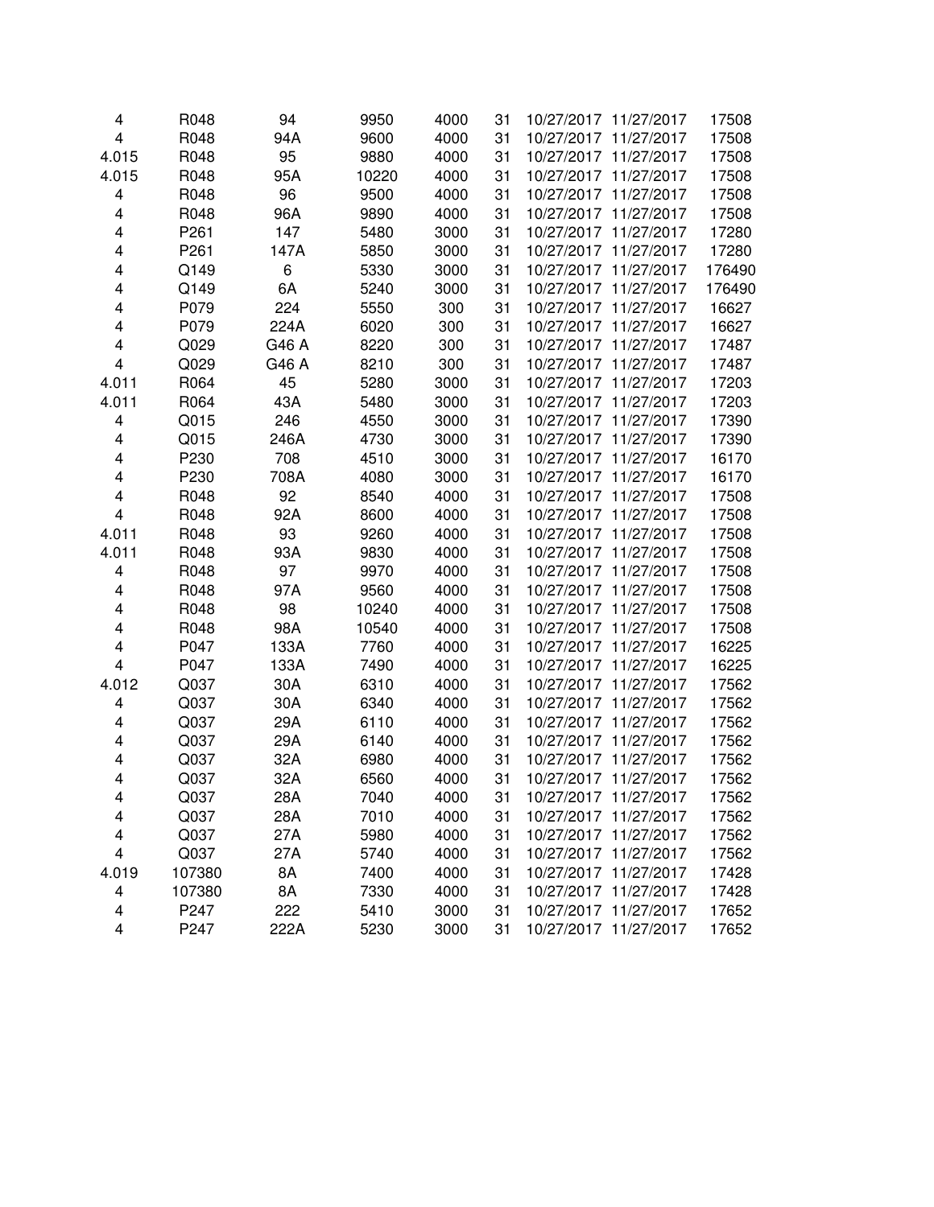| | | | | | | | | |
|---|---|---|---|---|---|---|---|---|
| 4 | R048 | 94 | 9950 | 4000 | 31 | 10/27/2017 | 11/27/2017 | 17508 |
| 4 | R048 | 94A | 9600 | 4000 | 31 | 10/27/2017 | 11/27/2017 | 17508 |
| 4.015 | R048 | 95 | 9880 | 4000 | 31 | 10/27/2017 | 11/27/2017 | 17508 |
| 4.015 | R048 | 95A | 10220 | 4000 | 31 | 10/27/2017 | 11/27/2017 | 17508 |
| 4 | R048 | 96 | 9500 | 4000 | 31 | 10/27/2017 | 11/27/2017 | 17508 |
| 4 | R048 | 96A | 9890 | 4000 | 31 | 10/27/2017 | 11/27/2017 | 17508 |
| 4 | P261 | 147 | 5480 | 3000 | 31 | 10/27/2017 | 11/27/2017 | 17280 |
| 4 | P261 | 147A | 5850 | 3000 | 31 | 10/27/2017 | 11/27/2017 | 17280 |
| 4 | Q149 | 6 | 5330 | 3000 | 31 | 10/27/2017 | 11/27/2017 | 176490 |
| 4 | Q149 | 6A | 5240 | 3000 | 31 | 10/27/2017 | 11/27/2017 | 176490 |
| 4 | P079 | 224 | 5550 | 300 | 31 | 10/27/2017 | 11/27/2017 | 16627 |
| 4 | P079 | 224A | 6020 | 300 | 31 | 10/27/2017 | 11/27/2017 | 16627 |
| 4 | Q029 | G46 A | 8220 | 300 | 31 | 10/27/2017 | 11/27/2017 | 17487 |
| 4 | Q029 | G46 A | 8210 | 300 | 31 | 10/27/2017 | 11/27/2017 | 17487 |
| 4.011 | R064 | 45 | 5280 | 3000 | 31 | 10/27/2017 | 11/27/2017 | 17203 |
| 4.011 | R064 | 43A | 5480 | 3000 | 31 | 10/27/2017 | 11/27/2017 | 17203 |
| 4 | Q015 | 246 | 4550 | 3000 | 31 | 10/27/2017 | 11/27/2017 | 17390 |
| 4 | Q015 | 246A | 4730 | 3000 | 31 | 10/27/2017 | 11/27/2017 | 17390 |
| 4 | P230 | 708 | 4510 | 3000 | 31 | 10/27/2017 | 11/27/2017 | 16170 |
| 4 | P230 | 708A | 4080 | 3000 | 31 | 10/27/2017 | 11/27/2017 | 16170 |
| 4 | R048 | 92 | 8540 | 4000 | 31 | 10/27/2017 | 11/27/2017 | 17508 |
| 4 | R048 | 92A | 8600 | 4000 | 31 | 10/27/2017 | 11/27/2017 | 17508 |
| 4.011 | R048 | 93 | 9260 | 4000 | 31 | 10/27/2017 | 11/27/2017 | 17508 |
| 4.011 | R048 | 93A | 9830 | 4000 | 31 | 10/27/2017 | 11/27/2017 | 17508 |
| 4 | R048 | 97 | 9970 | 4000 | 31 | 10/27/2017 | 11/27/2017 | 17508 |
| 4 | R048 | 97A | 9560 | 4000 | 31 | 10/27/2017 | 11/27/2017 | 17508 |
| 4 | R048 | 98 | 10240 | 4000 | 31 | 10/27/2017 | 11/27/2017 | 17508 |
| 4 | R048 | 98A | 10540 | 4000 | 31 | 10/27/2017 | 11/27/2017 | 17508 |
| 4 | P047 | 133A | 7760 | 4000 | 31 | 10/27/2017 | 11/27/2017 | 16225 |
| 4 | P047 | 133A | 7490 | 4000 | 31 | 10/27/2017 | 11/27/2017 | 16225 |
| 4.012 | Q037 | 30A | 6310 | 4000 | 31 | 10/27/2017 | 11/27/2017 | 17562 |
| 4 | Q037 | 30A | 6340 | 4000 | 31 | 10/27/2017 | 11/27/2017 | 17562 |
| 4 | Q037 | 29A | 6110 | 4000 | 31 | 10/27/2017 | 11/27/2017 | 17562 |
| 4 | Q037 | 29A | 6140 | 4000 | 31 | 10/27/2017 | 11/27/2017 | 17562 |
| 4 | Q037 | 32A | 6980 | 4000 | 31 | 10/27/2017 | 11/27/2017 | 17562 |
| 4 | Q037 | 32A | 6560 | 4000 | 31 | 10/27/2017 | 11/27/2017 | 17562 |
| 4 | Q037 | 28A | 7040 | 4000 | 31 | 10/27/2017 | 11/27/2017 | 17562 |
| 4 | Q037 | 28A | 7010 | 4000 | 31 | 10/27/2017 | 11/27/2017 | 17562 |
| 4 | Q037 | 27A | 5980 | 4000 | 31 | 10/27/2017 | 11/27/2017 | 17562 |
| 4 | Q037 | 27A | 5740 | 4000 | 31 | 10/27/2017 | 11/27/2017 | 17562 |
| 4.019 | 107380 | 8A | 7400 | 4000 | 31 | 10/27/2017 | 11/27/2017 | 17428 |
| 4 | 107380 | 8A | 7330 | 4000 | 31 | 10/27/2017 | 11/27/2017 | 17428 |
| 4 | P247 | 222 | 5410 | 3000 | 31 | 10/27/2017 | 11/27/2017 | 17652 |
| 4 | P247 | 222A | 5230 | 3000 | 31 | 10/27/2017 | 11/27/2017 | 17652 |